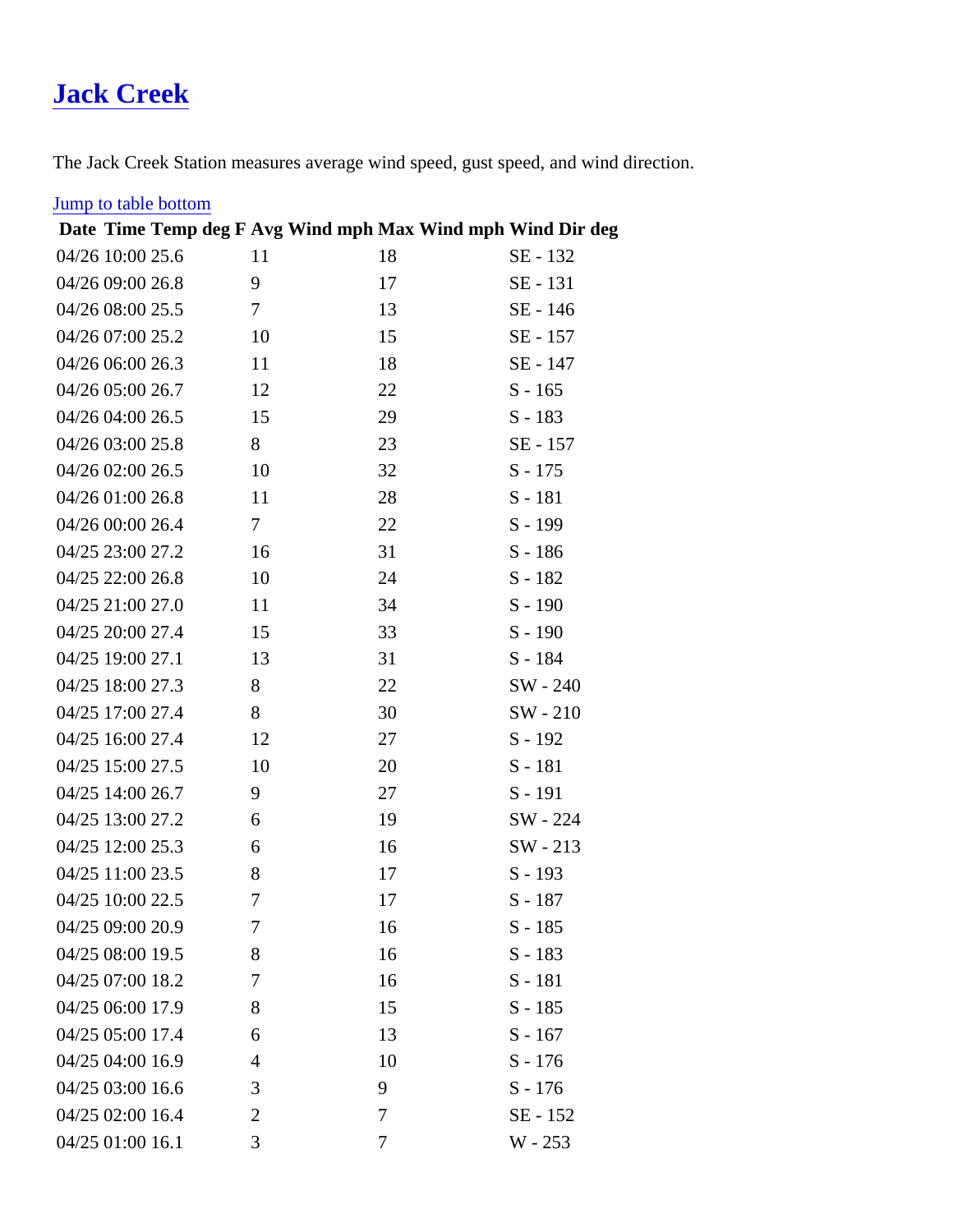# Jack Creek

The Jack Creek Station measures average wind speed, gust speed, and wind direction.

Jump to table bottom

| Date | Time | Temp deg F | Avg Wind mph | Max Wind mph | Wind Dir deg |
|---|---|---|---|---|---|
| 04/26 | 10:00 | 25.6 | 11 | 18 | SE - 132 |
| 04/26 | 09:00 | 26.8 | 9 | 17 | SE - 131 |
| 04/26 | 08:00 | 25.5 | 7 | 13 | SE - 146 |
| 04/26 | 07:00 | 25.2 | 10 | 15 | SE - 157 |
| 04/26 | 06:00 | 26.3 | 11 | 18 | SE - 147 |
| 04/26 | 05:00 | 26.7 | 12 | 22 | S - 165 |
| 04/26 | 04:00 | 26.5 | 15 | 29 | S - 183 |
| 04/26 | 03:00 | 25.8 | 8 | 23 | SE - 157 |
| 04/26 | 02:00 | 26.5 | 10 | 32 | S - 175 |
| 04/26 | 01:00 | 26.8 | 11 | 28 | S - 181 |
| 04/26 | 00:00 | 26.4 | 7 | 22 | S - 199 |
| 04/25 | 23:00 | 27.2 | 16 | 31 | S - 186 |
| 04/25 | 22:00 | 26.8 | 10 | 24 | S - 182 |
| 04/25 | 21:00 | 27.0 | 11 | 34 | S - 190 |
| 04/25 | 20:00 | 27.4 | 15 | 33 | S - 190 |
| 04/25 | 19:00 | 27.1 | 13 | 31 | S - 184 |
| 04/25 | 18:00 | 27.3 | 8 | 22 | SW - 240 |
| 04/25 | 17:00 | 27.4 | 8 | 30 | SW - 210 |
| 04/25 | 16:00 | 27.4 | 12 | 27 | S - 192 |
| 04/25 | 15:00 | 27.5 | 10 | 20 | S - 181 |
| 04/25 | 14:00 | 26.7 | 9 | 27 | S - 191 |
| 04/25 | 13:00 | 27.2 | 6 | 19 | SW - 224 |
| 04/25 | 12:00 | 25.3 | 6 | 16 | SW - 213 |
| 04/25 | 11:00 | 23.5 | 8 | 17 | S - 193 |
| 04/25 | 10:00 | 22.5 | 7 | 17 | S - 187 |
| 04/25 | 09:00 | 20.9 | 7 | 16 | S - 185 |
| 04/25 | 08:00 | 19.5 | 8 | 16 | S - 183 |
| 04/25 | 07:00 | 18.2 | 7 | 16 | S - 181 |
| 04/25 | 06:00 | 17.9 | 8 | 15 | S - 185 |
| 04/25 | 05:00 | 17.4 | 6 | 13 | S - 167 |
| 04/25 | 04:00 | 16.9 | 4 | 10 | S - 176 |
| 04/25 | 03:00 | 16.6 | 3 | 9 | S - 176 |
| 04/25 | 02:00 | 16.4 | 2 | 7 | SE - 152 |
| 04/25 | 01:00 | 16.1 | 3 | 7 | W - 253 |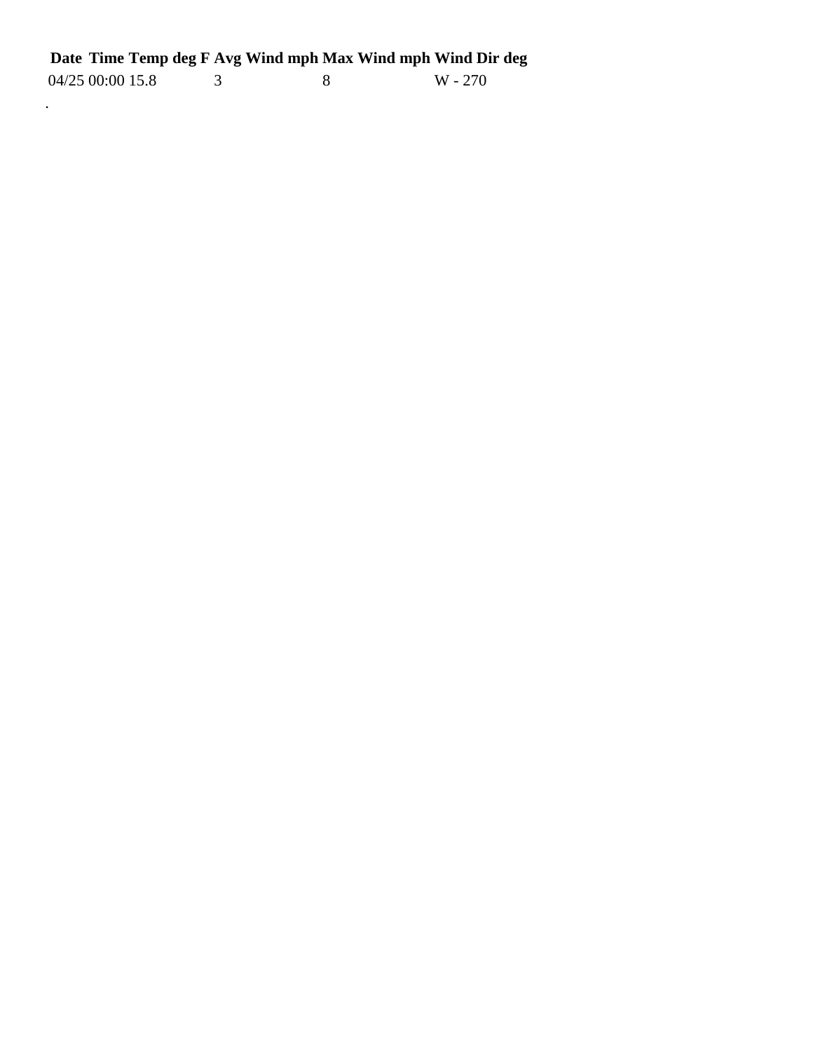| Date | Time | Temp deg F | Avg Wind mph | Max Wind mph | Wind Dir deg |
|---|---|---|---|---|---|
| 04/25 | 00:00 | 15.8 | 3 | 8 | W - 270 |

.